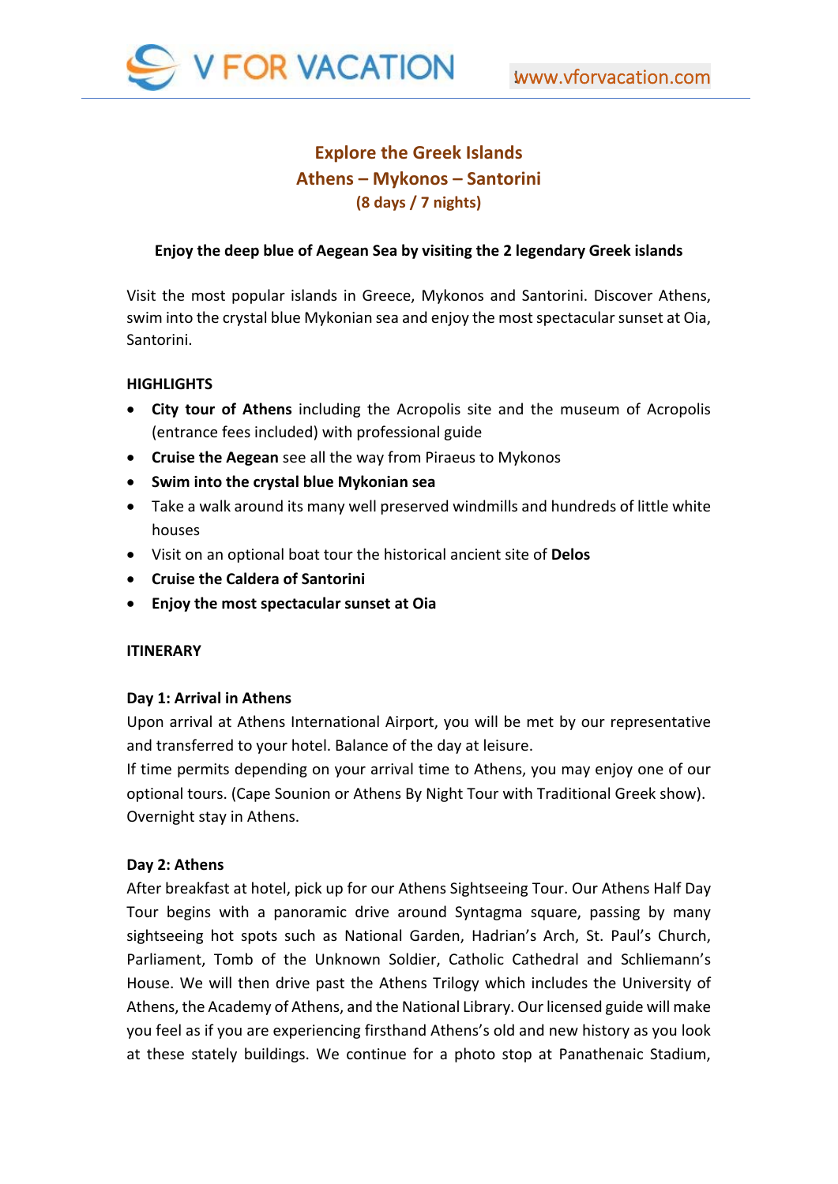# Explore the Greek Islands
## Athens – Mykonos – Santorini
### (8 days / 7 nights)

**Enjoy the deep blue of Aegean Sea by visiting the 2 legendary Greek islands**

Visit the most popular islands in Greece, Mykonos and Santorini. Discover Athens, swim into the crystal blue Mykonian sea and enjoy the most spectacular sunset at Oia, Santorini.

**HIGHLIGHTS**

- **City tour of Athens** including the Acropolis site and the museum of Acropolis (entrance fees included) with professional guide
- **Cruise the Aegean** see all the way from Piraeus to Mykonos
- **Swim into the crystal blue Mykonian sea**
- Take a walk around its many well preserved windmills and hundreds of little white houses
- Visit on an optional boat tour the historical ancient site of **Delos**
- **Cruise the Caldera of Santorini**
- **Enjoy the most spectacular sunset at Oia**

**ITINERARY**

**Day 1: Arrival in Athens**

Upon arrival at Athens International Airport, you will be met by our representative and transferred to your hotel. Balance of the day at leisure.

If time permits depending on your arrival time to Athens, you may enjoy one of our optional tours. (Cape Sounion or Athens By Night Tour with Traditional Greek show). Overnight stay in Athens.

**Day 2: Athens**

After breakfast at hotel, pick up for our Athens Sightseeing Tour. Our Athens Half Day Tour begins with a panoramic drive around Syntagma square, passing by many sightseeing hot spots such as National Garden, Hadrian's Arch, St. Paul's Church, Parliament, Tomb of the Unknown Soldier, Catholic Cathedral and Schliemann's House. We will then drive past the Athens Trilogy which includes the University of Athens, the Academy of Athens, and the National Library. Our licensed guide will make you feel as if you are experiencing firsthand Athens's old and new history as you look at these stately buildings. We continue for a photo stop at Panathenaic Stadium,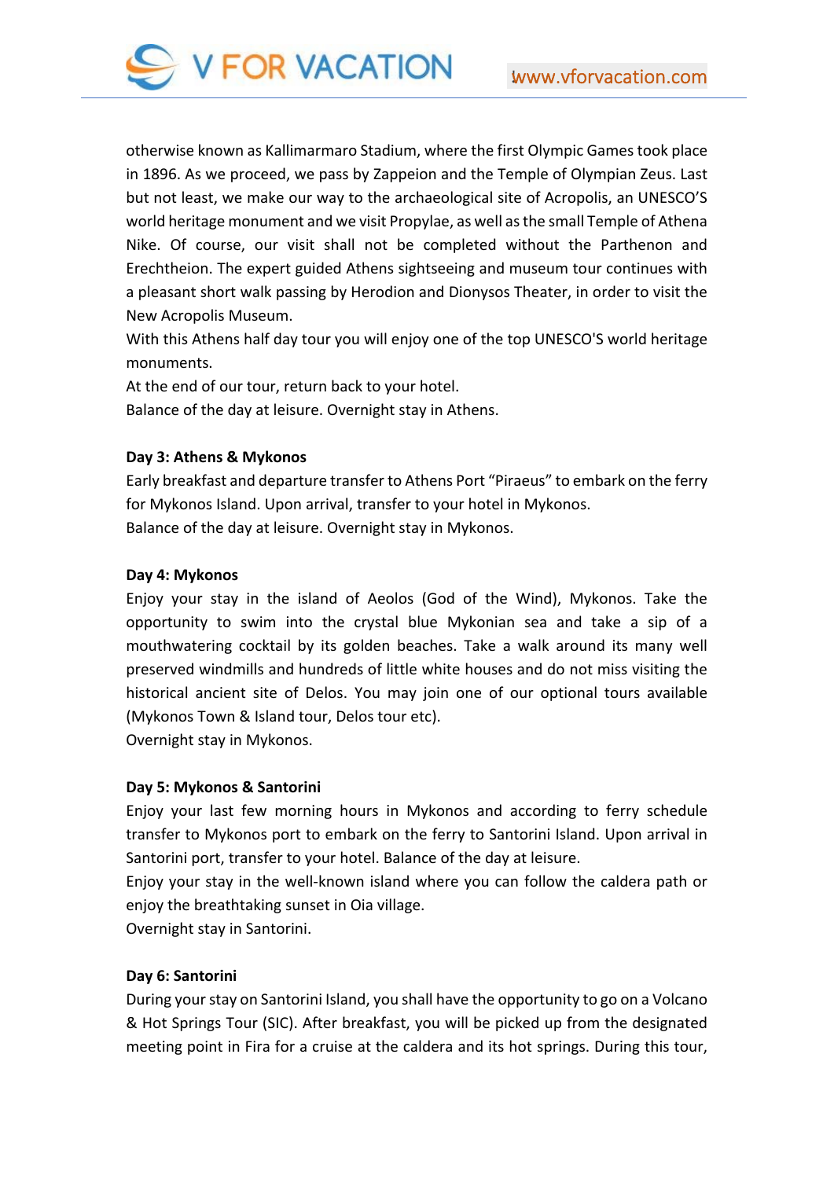otherwise known as Kallimarmaro Stadium, where the first Olympic Games took place in 1896. As we proceed, we pass by Zappeion and the Temple of Olympian Zeus. Last but not least, we make our way to the archaeological site of Acropolis, an UNESCO'S world heritage monument and we visit Propylae, as well as the small Temple of Athena Nike. Of course, our visit shall not be completed without the Parthenon and Erechtheion. The expert guided Athens sightseeing and museum tour continues with a pleasant short walk passing by Herodion and Dionysos Theater, in order to visit the New Acropolis Museum.

With this Athens half day tour you will enjoy one of the top UNESCO'S world heritage monuments.

At the end of our tour, return back to your hotel.

Balance of the day at leisure. Overnight stay in Athens.

**Day 3: Athens & Mykonos**

Early breakfast and departure transfer to Athens Port "Piraeus" to embark on the ferry for Mykonos Island. Upon arrival, transfer to your hotel in Mykonos.

Balance of the day at leisure. Overnight stay in Mykonos.

**Day 4: Mykonos**

Enjoy your stay in the island of Aeolos (God of the Wind), Mykonos. Take the opportunity to swim into the crystal blue Mykonian sea and take a sip of a mouthwatering cocktail by its golden beaches. Take a walk around its many well preserved windmills and hundreds of little white houses and do not miss visiting the historical ancient site of Delos. You may join one of our optional tours available (Mykonos Town & Island tour, Delos tour etc).

Overnight stay in Mykonos.

**Day 5: Mykonos & Santorini**

Enjoy your last few morning hours in Mykonos and according to ferry schedule transfer to Mykonos port to embark on the ferry to Santorini Island. Upon arrival in Santorini port, transfer to your hotel. Balance of the day at leisure.

Enjoy your stay in the well-known island where you can follow the caldera path or enjoy the breathtaking sunset in Oia village.

Overnight stay in Santorini.

**Day 6: Santorini**

During your stay on Santorini Island, you shall have the opportunity to go on a Volcano & Hot Springs Tour (SIC). After breakfast, you will be picked up from the designated meeting point in Fira for a cruise at the caldera and its hot springs. During this tour,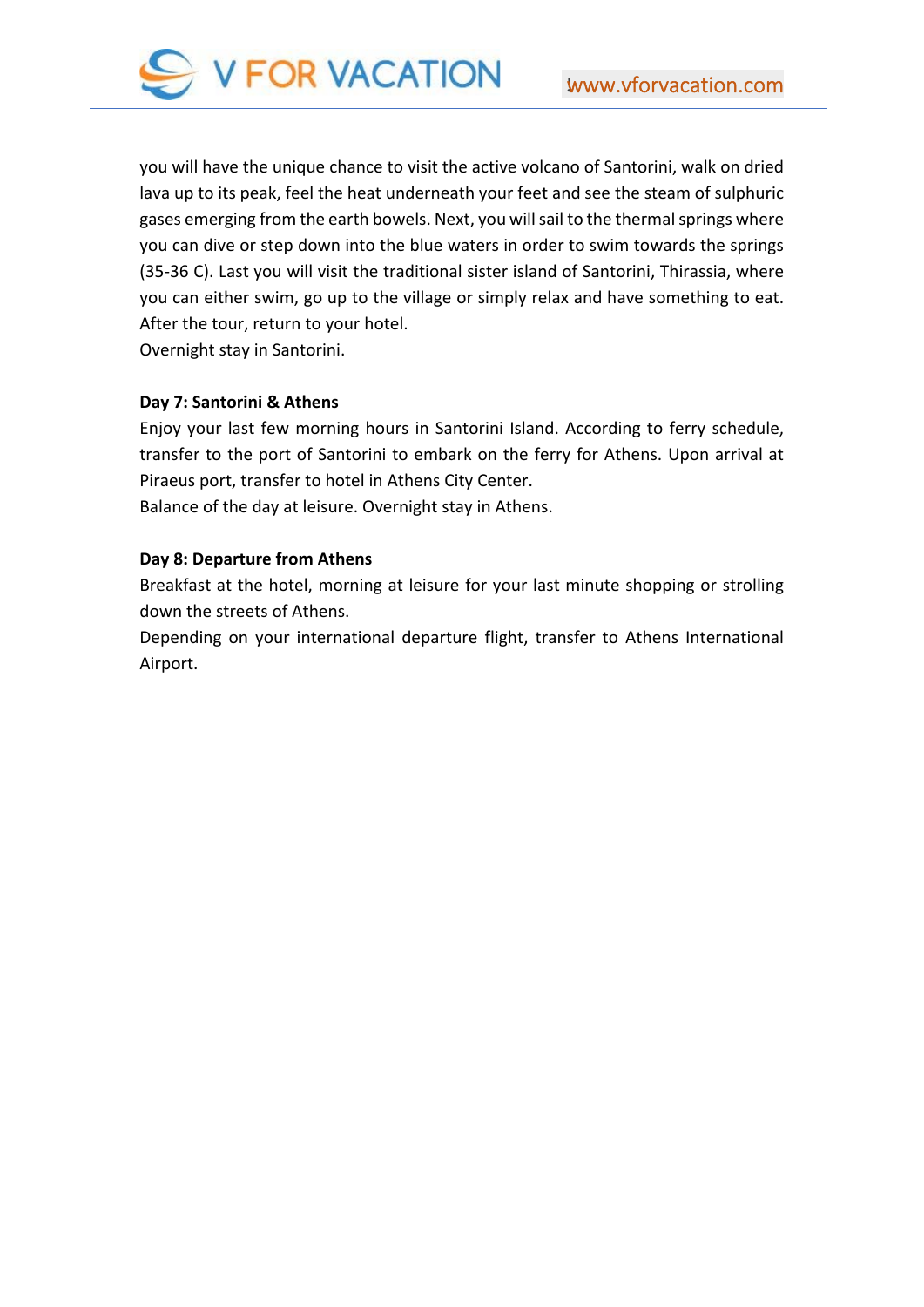you will have the unique chance to visit the active volcano of Santorini, walk on dried lava up to its peak, feel the heat underneath your feet and see the steam of sulphuric gases emerging from the earth bowels. Next, you will sail to the thermal springs where you can dive or step down into the blue waters in order to swim towards the springs (35-36 C). Last you will visit the traditional sister island of Santorini, Thirassia, where you can either swim, go up to the village or simply relax and have something to eat. After the tour, return to your hotel.
Overnight stay in Santorini.

**Day 7: Santorini & Athens**

Enjoy your last few morning hours in Santorini Island. According to ferry schedule, transfer to the port of Santorini to embark on the ferry for Athens. Upon arrival at Piraeus port, transfer to hotel in Athens City Center.
Balance of the day at leisure. Overnight stay in Athens.

**Day 8: Departure from Athens**

Breakfast at the hotel, morning at leisure for your last minute shopping or strolling down the streets of Athens.
Depending on your international departure flight, transfer to Athens International Airport.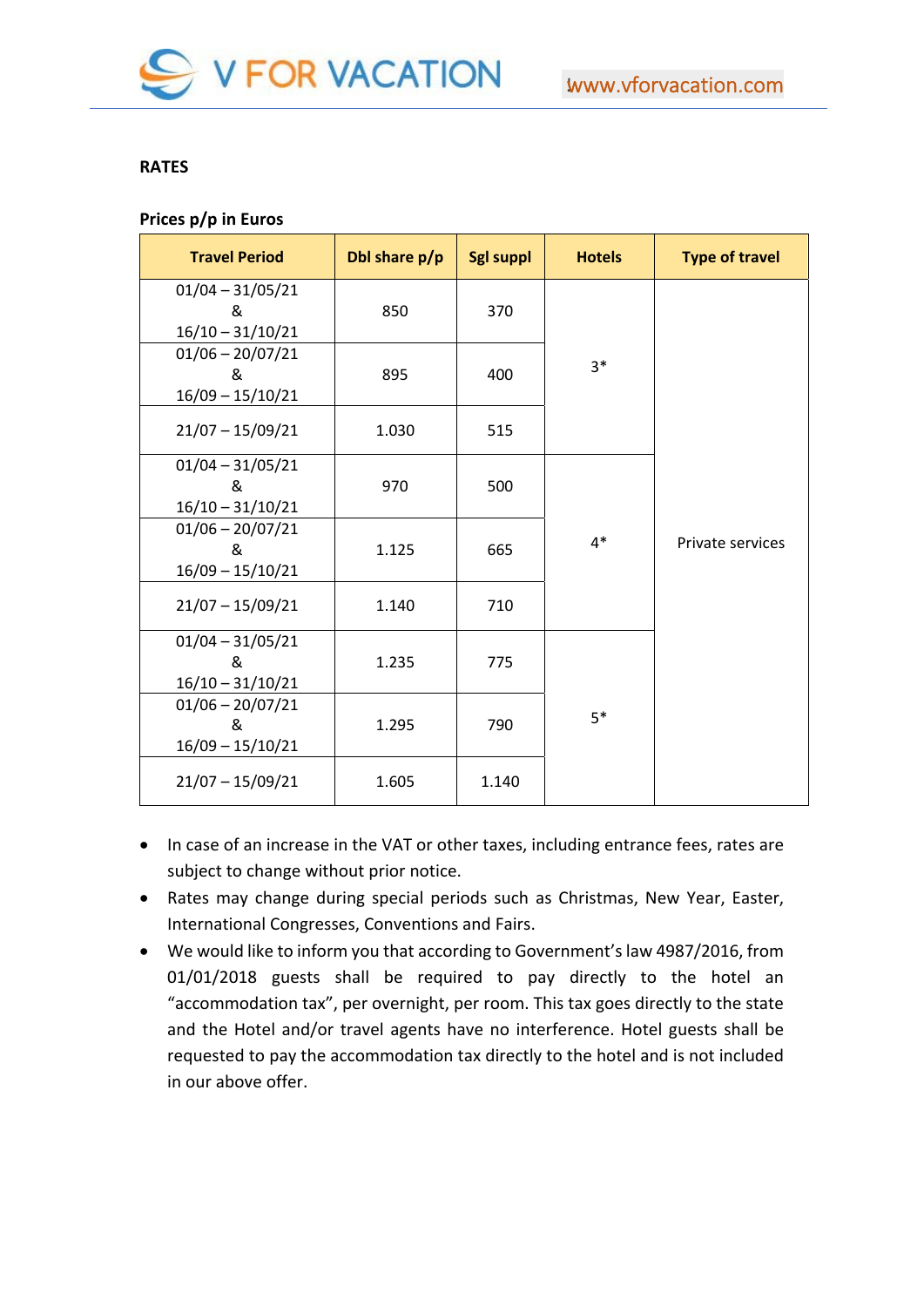**RATES**

**Prices p/p in Euros**

| Travel Period | Dbl share p/p | Sgl suppl | Hotels | Type of travel |
|---|---|---|---|---|
| 01/04 – 31/05/21 & 16/10 – 31/10/21 | 850 | 370 | 3* | Private services |
| 01/06 – 20/07/21 & 16/09 – 15/10/21 | 895 | 400 | | |
| 21/07 – 15/09/21 | 1.030 | 515 | | |
| 01/04 – 31/05/21 & 16/10 – 31/10/21 | 970 | 500 | 4* | |
| 01/06 – 20/07/21 & 16/09 – 15/10/21 | 1.125 | 665 | | |
| 21/07 – 15/09/21 | 1.140 | 710 | | |
| 01/04 – 31/05/21 & 16/10 – 31/10/21 | 1.235 | 775 | 5* | |
| 01/06 – 20/07/21 & 16/09 – 15/10/21 | 1.295 | 790 | | |
| 21/07 – 15/09/21 | 1.605 | 1.140 | | |

- In case of an increase in the VAT or other taxes, including entrance fees, rates are subject to change without prior notice.
- Rates may change during special periods such as Christmas, New Year, Easter, International Congresses, Conventions and Fairs.
- We would like to inform you that according to Government's law 4987/2016, from 01/01/2018 guests shall be required to pay directly to the hotel an "accommodation tax", per overnight, per room. This tax goes directly to the state and the Hotel and/or travel agents have no interference. Hotel guests shall be requested to pay the accommodation tax directly to the hotel and is not included in our above offer.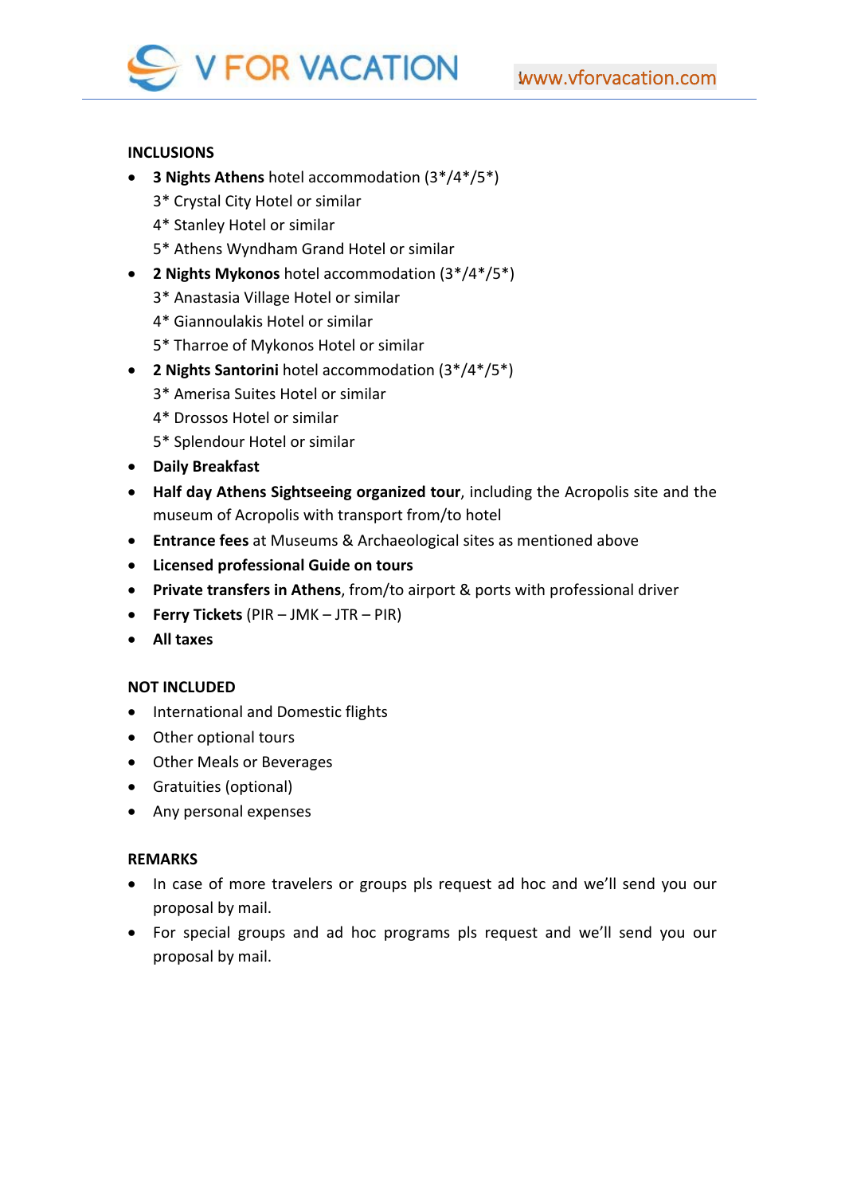## INCLUSIONS

- **3 Nights Athens** hotel accommodation (3*/4*/5*)
  3* Crystal City Hotel or similar
  4* Stanley Hotel or similar
  5* Athens Wyndham Grand Hotel or similar
- **2 Nights Mykonos** hotel accommodation (3*/4*/5*)
  3* Anastasia Village Hotel or similar
  4* Giannoulakis Hotel or similar
  5* Tharroe of Mykonos Hotel or similar
- **2 Nights Santorini** hotel accommodation (3*/4*/5*)
  3* Amerisa Suites Hotel or similar
  4* Drossos Hotel or similar
  5* Splendour Hotel or similar
- **Daily Breakfast**
- **Half day Athens Sightseeing organized tour**, including the Acropolis site and the museum of Acropolis with transport from/to hotel
- **Entrance fees** at Museums & Archaeological sites as mentioned above
- **Licensed professional Guide on tours**
- **Private transfers in Athens**, from/to airport & ports with professional driver
- **Ferry Tickets** (PIR – JMK – JTR – PIR)
- **All taxes**

## NOT INCLUDED

- International and Domestic flights
- Other optional tours
- Other Meals or Beverages
- Gratuities (optional)
- Any personal expenses

## REMARKS

- In case of more travelers or groups pls request ad hoc and we'll send you our proposal by mail.
- For special groups and ad hoc programs pls request and we'll send you our proposal by mail.